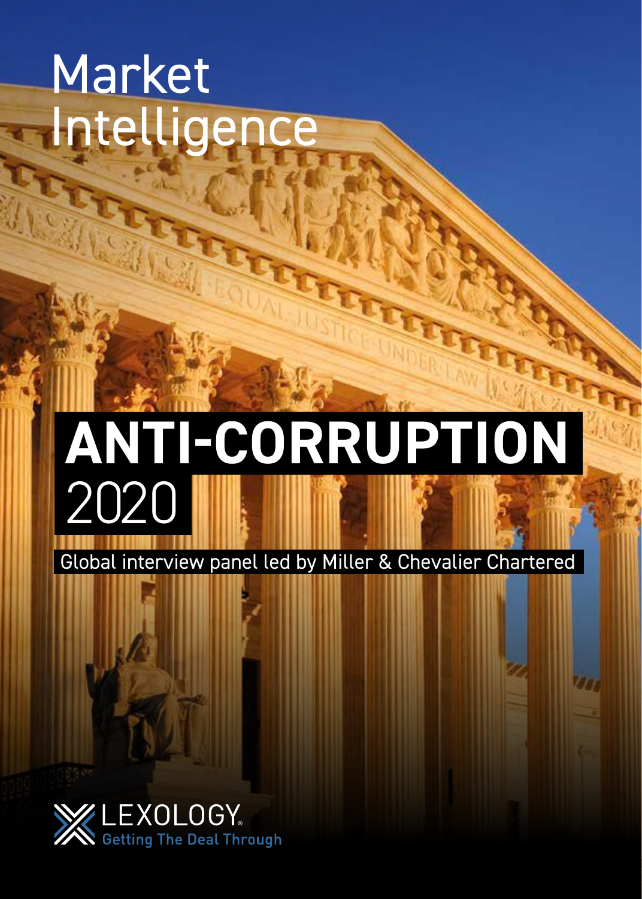# Market Intelligence

# ANTI-CORRUPTION 2020

Global interview panel led by Miller & Chevalier Chartered

LEXOLOGY
Getting The Deal Through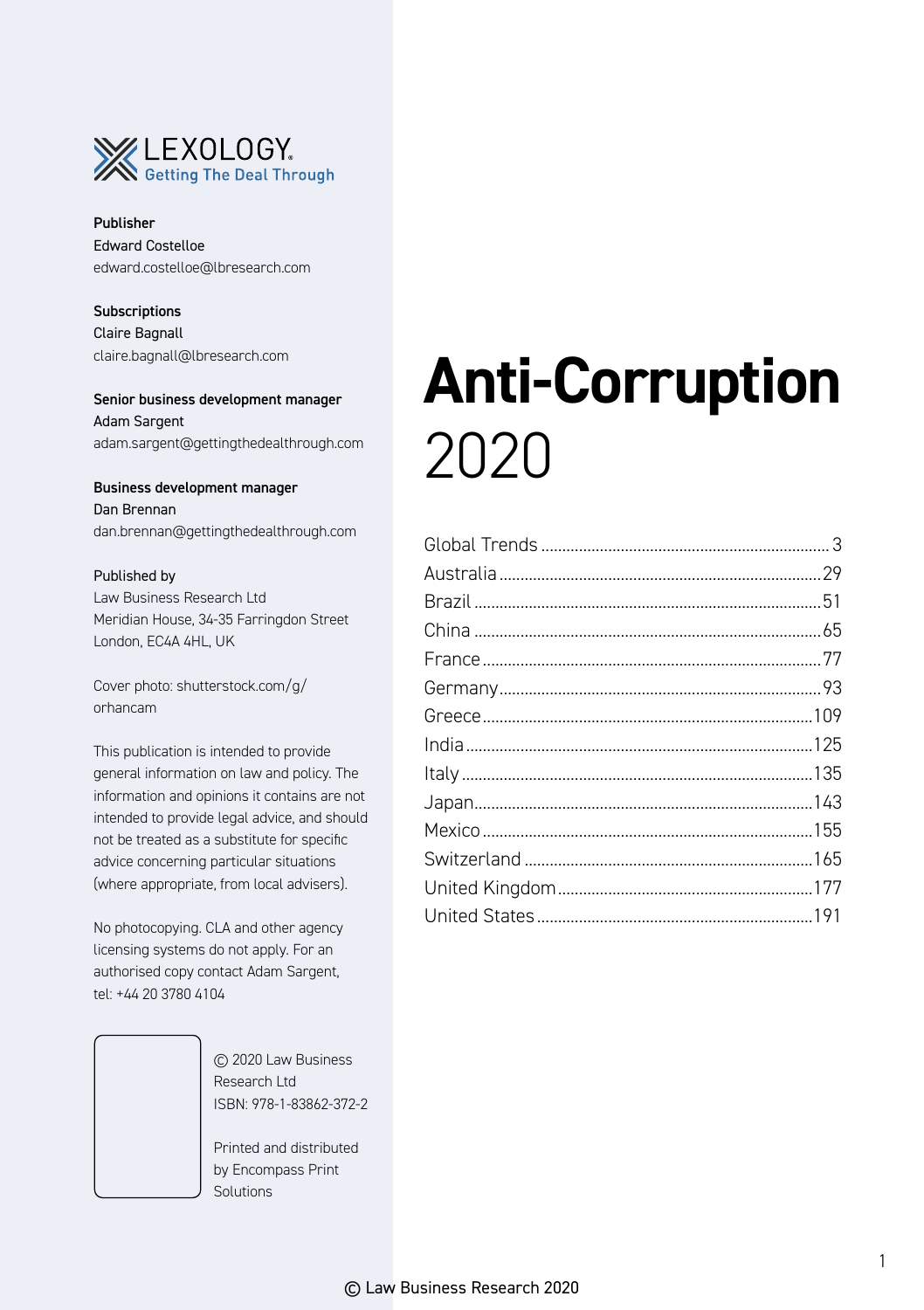LEXOLOGY
Getting The Deal Through

**Publisher**
Edward Costelloe
edward.costelloe@lbresearch.com

**Subscriptions**
Claire Bagnall
claire.bagnall@lbresearch.com

**Senior business development manager**
Adam Sargent
adam.sargent@gettingthedealthrough.com

**Business development manager**
Dan Brennan
dan.brennan@gettingthedealthrough.com

Published by
Law Business Research Ltd
Meridian House, 34-35 Farringdon Street
London, EC4A 4HL, UK

Cover photo: shutterstock.com/g/orhancam

This publication is intended to provide general information on law and policy. The information and opinions it contains are not intended to provide legal advice, and should not be treated as a substitute for specific advice concerning particular situations (where appropriate, from local advisers).

No photocopying. CLA and other agency licensing systems do not apply. For an authorised copy contact Adam Sargent, tel: +44 20 3780 4104

© 2020 Law Business Research Ltd
ISBN: 978-1-83862-372-2

Printed and distributed by Encompass Print Solutions

# **Anti-Corruption** 2020

Global Trends ........ 3
Australia ........ 29
Brazil ........ 51
China ........ 65
France ........ 77
Germany ........ 93
Greece ........ 109
India ........ 125
Italy ........ 135
Japan ........ 143
Mexico ........ 155
Switzerland ........ 165
United Kingdom ........ 177
United States ........ 191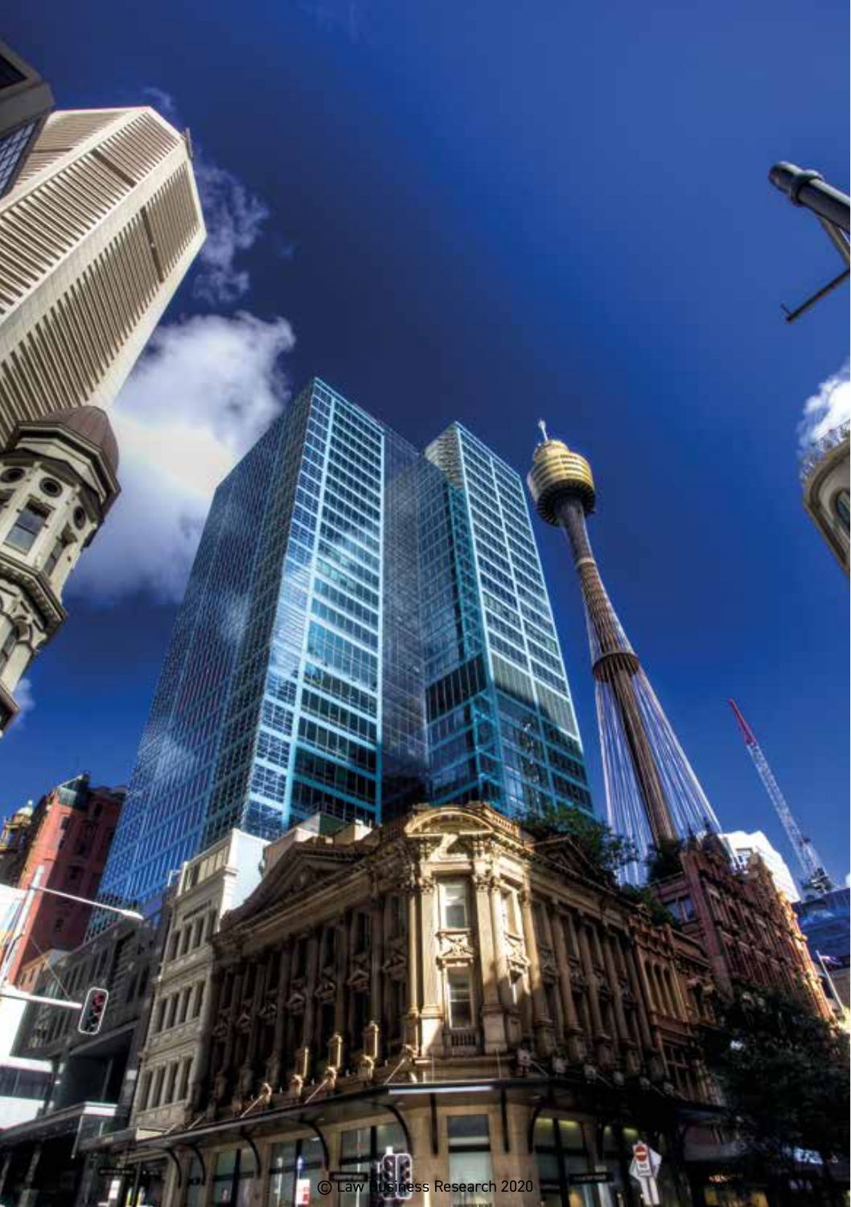© Law Business Research 2020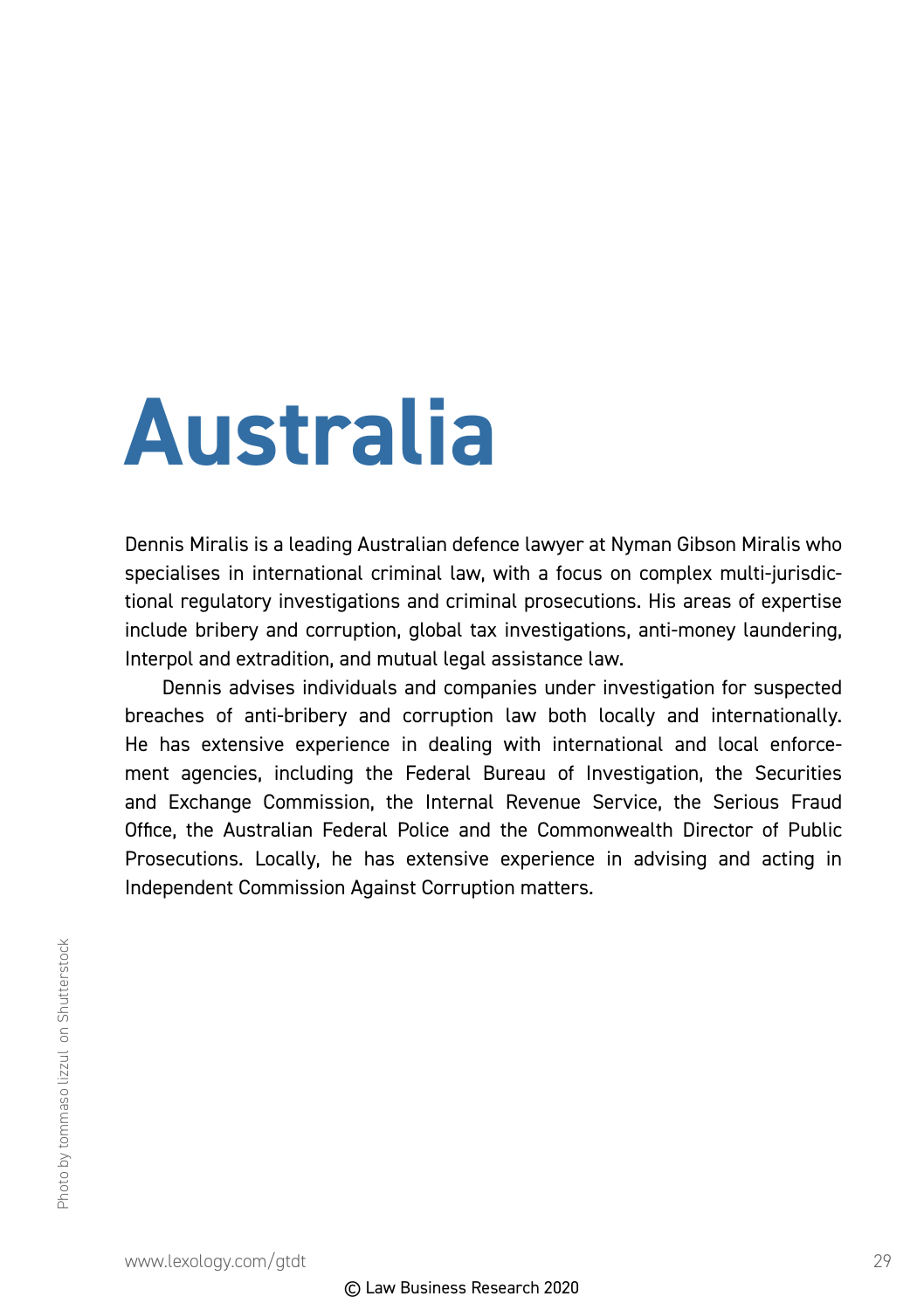# Australia

Dennis Miralis is a leading Australian defence lawyer at Nyman Gibson Miralis who specialises in international criminal law, with a focus on complex multi-jurisdictional regulatory investigations and criminal prosecutions. His areas of expertise include bribery and corruption, global tax investigations, anti-money laundering, Interpol and extradition, and mutual legal assistance law.

Dennis advises individuals and companies under investigation for suspected breaches of anti-bribery and corruption law both locally and internationally. He has extensive experience in dealing with international and local enforcement agencies, including the Federal Bureau of Investigation, the Securities and Exchange Commission, the Internal Revenue Service, the Serious Fraud Office, the Australian Federal Police and the Commonwealth Director of Public Prosecutions. Locally, he has extensive experience in advising and acting in Independent Commission Against Corruption matters.

Photo by tommaso lizzul on Shutterstock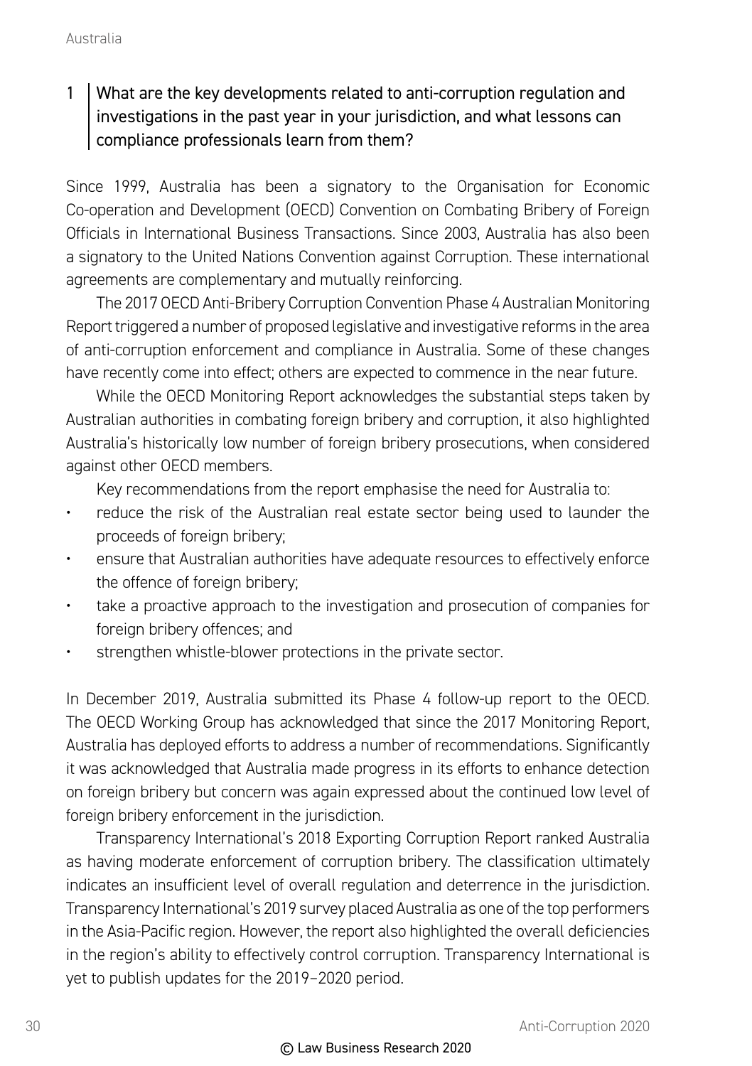## 1 What are the key developments related to anti-corruption regulation and investigations in the past year in your jurisdiction, and what lessons can compliance professionals learn from them?

Since 1999, Australia has been a signatory to the Organisation for Economic Co-operation and Development (OECD) Convention on Combating Bribery of Foreign Officials in International Business Transactions. Since 2003, Australia has also been a signatory to the United Nations Convention against Corruption. These international agreements are complementary and mutually reinforcing.

The 2017 OECD Anti-Bribery Corruption Convention Phase 4 Australian Monitoring Report triggered a number of proposed legislative and investigative reforms in the area of anti-corruption enforcement and compliance in Australia. Some of these changes have recently come into effect; others are expected to commence in the near future.

While the OECD Monitoring Report acknowledges the substantial steps taken by Australian authorities in combating foreign bribery and corruption, it also highlighted Australia's historically low number of foreign bribery prosecutions, when considered against other OECD members.

Key recommendations from the report emphasise the need for Australia to:

- reduce the risk of the Australian real estate sector being used to launder the proceeds of foreign bribery;
- ensure that Australian authorities have adequate resources to effectively enforce the offence of foreign bribery;
- take a proactive approach to the investigation and prosecution of companies for foreign bribery offences; and
- strengthen whistle-blower protections in the private sector.

In December 2019, Australia submitted its Phase 4 follow-up report to the OECD. The OECD Working Group has acknowledged that since the 2017 Monitoring Report, Australia has deployed efforts to address a number of recommendations. Significantly it was acknowledged that Australia made progress in its efforts to enhance detection on foreign bribery but concern was again expressed about the continued low level of foreign bribery enforcement in the jurisdiction.

Transparency International's 2018 Exporting Corruption Report ranked Australia as having moderate enforcement of corruption bribery. The classification ultimately indicates an insufficient level of overall regulation and deterrence in the jurisdiction. Transparency International's 2019 survey placed Australia as one of the top performers in the Asia-Pacific region. However, the report also highlighted the overall deficiencies in the region's ability to effectively control corruption. Transparency International is yet to publish updates for the 2019–2020 period.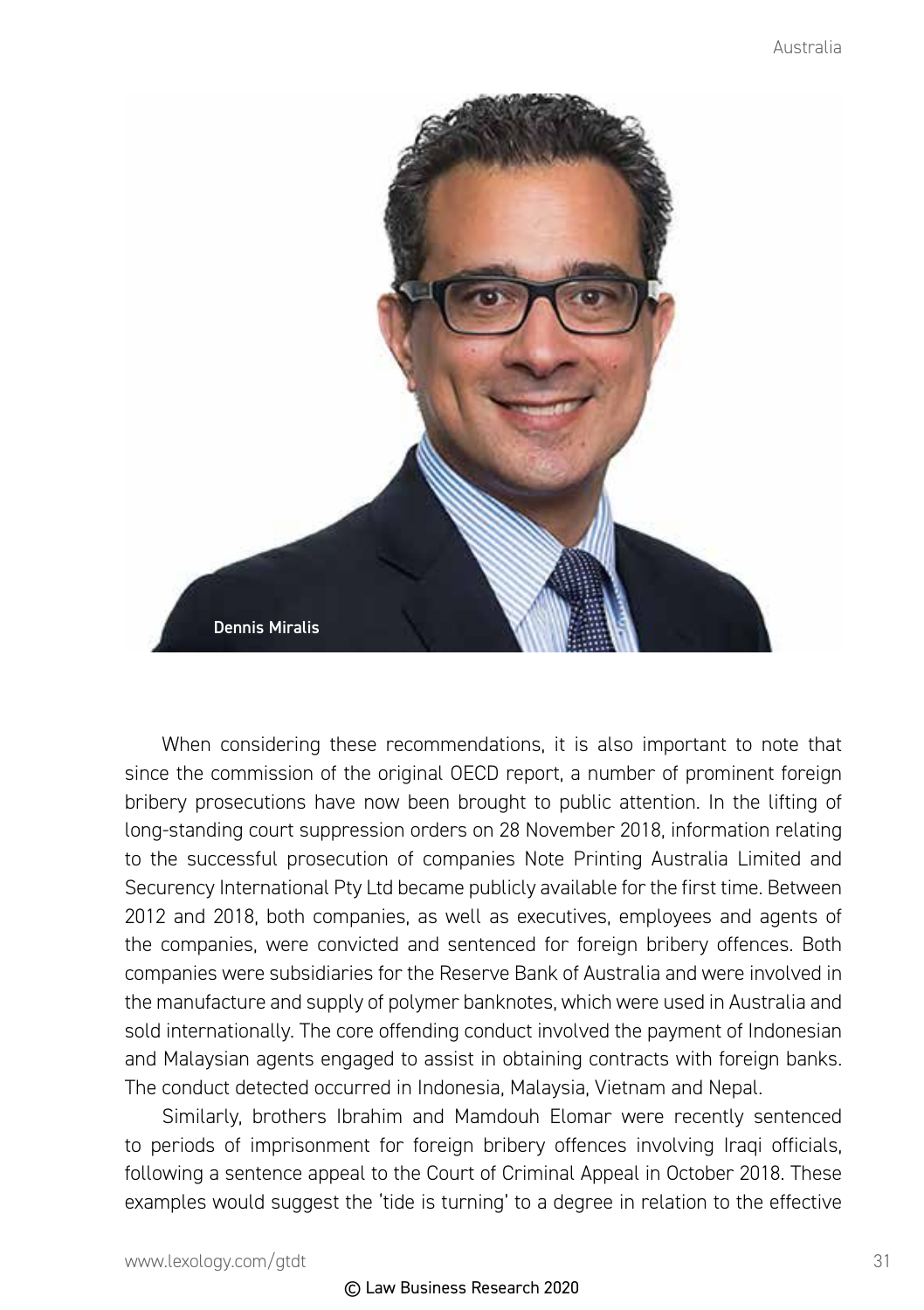Dennis Miralis

When considering these recommendations, it is also important to note that since the commission of the original OECD report, a number of prominent foreign bribery prosecutions have now been brought to public attention. In the lifting of long-standing court suppression orders on 28 November 2018, information relating to the successful prosecution of companies Note Printing Australia Limited and Securency International Pty Ltd became publicly available for the first time. Between 2012 and 2018, both companies, as well as executives, employees and agents of the companies, were convicted and sentenced for foreign bribery offences. Both companies were subsidiaries for the Reserve Bank of Australia and were involved in the manufacture and supply of polymer banknotes, which were used in Australia and sold internationally. The core offending conduct involved the payment of Indonesian and Malaysian agents engaged to assist in obtaining contracts with foreign banks. The conduct detected occurred in Indonesia, Malaysia, Vietnam and Nepal.

Similarly, brothers Ibrahim and Mamdouh Elomar were recently sentenced to periods of imprisonment for foreign bribery offences involving Iraqi officials, following a sentence appeal to the Court of Criminal Appeal in October 2018. These examples would suggest the 'tide is turning' to a degree in relation to the effective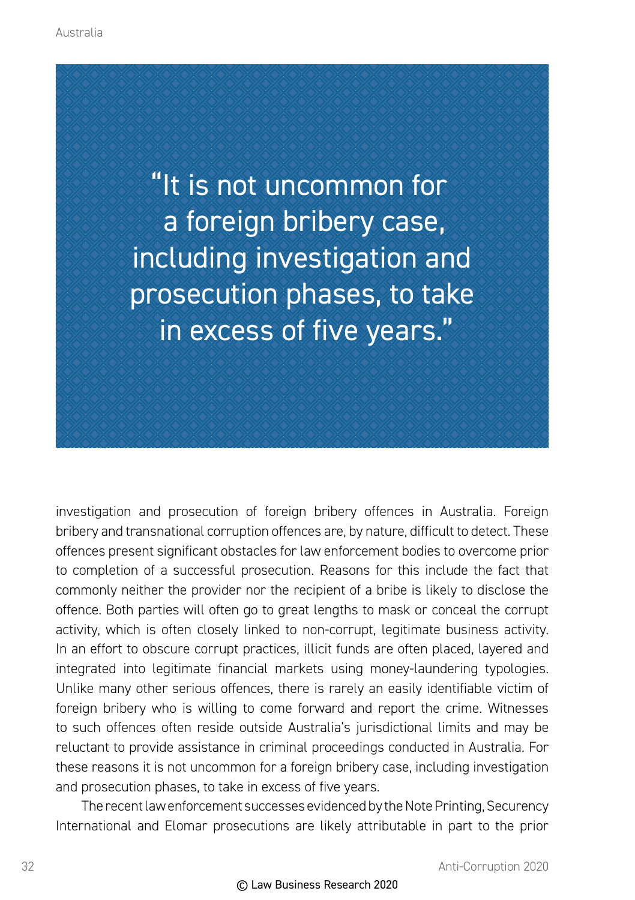> "It is not uncommon for a foreign bribery case, including investigation and prosecution phases, to take in excess of five years."

investigation and prosecution of foreign bribery offences in Australia. Foreign bribery and transnational corruption offences are, by nature, difficult to detect. These offences present significant obstacles for law enforcement bodies to overcome prior to completion of a successful prosecution. Reasons for this include the fact that commonly neither the provider nor the recipient of a bribe is likely to disclose the offence. Both parties will often go to great lengths to mask or conceal the corrupt activity, which is often closely linked to non-corrupt, legitimate business activity. In an effort to obscure corrupt practices, illicit funds are often placed, layered and integrated into legitimate financial markets using money-laundering typologies. Unlike many other serious offences, there is rarely an easily identifiable victim of foreign bribery who is willing to come forward and report the crime. Witnesses to such offences often reside outside Australia's jurisdictional limits and may be reluctant to provide assistance in criminal proceedings conducted in Australia. For these reasons it is not uncommon for a foreign bribery case, including investigation and prosecution phases, to take in excess of five years.

The recent law enforcement successes evidenced by the Note Printing, Securency International and Elomar prosecutions are likely attributable in part to the prior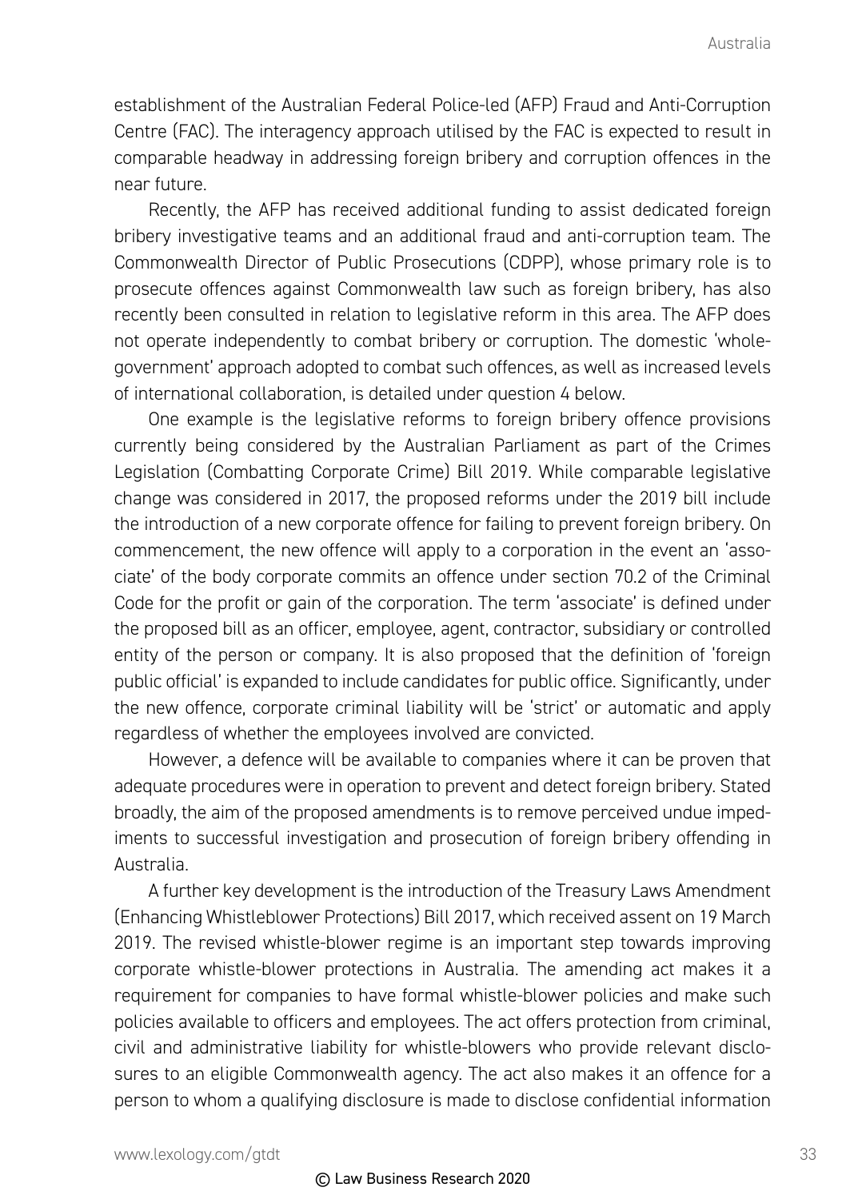establishment of the Australian Federal Police-led (AFP) Fraud and Anti-Corruption Centre (FAC). The interagency approach utilised by the FAC is expected to result in comparable headway in addressing foreign bribery and corruption offences in the near future.

Recently, the AFP has received additional funding to assist dedicated foreign bribery investigative teams and an additional fraud and anti-corruption team. The Commonwealth Director of Public Prosecutions (CDPP), whose primary role is to prosecute offences against Commonwealth law such as foreign bribery, has also recently been consulted in relation to legislative reform in this area. The AFP does not operate independently to combat bribery or corruption. The domestic 'whole-government' approach adopted to combat such offences, as well as increased levels of international collaboration, is detailed under question 4 below.

One example is the legislative reforms to foreign bribery offence provisions currently being considered by the Australian Parliament as part of the Crimes Legislation (Combatting Corporate Crime) Bill 2019. While comparable legislative change was considered in 2017, the proposed reforms under the 2019 bill include the introduction of a new corporate offence for failing to prevent foreign bribery. On commencement, the new offence will apply to a corporation in the event an 'associate' of the body corporate commits an offence under section 70.2 of the Criminal Code for the profit or gain of the corporation. The term 'associate' is defined under the proposed bill as an officer, employee, agent, contractor, subsidiary or controlled entity of the person or company. It is also proposed that the definition of 'foreign public official' is expanded to include candidates for public office. Significantly, under the new offence, corporate criminal liability will be 'strict' or automatic and apply regardless of whether the employees involved are convicted.

However, a defence will be available to companies where it can be proven that adequate procedures were in operation to prevent and detect foreign bribery. Stated broadly, the aim of the proposed amendments is to remove perceived undue impediments to successful investigation and prosecution of foreign bribery offending in Australia.

A further key development is the introduction of the Treasury Laws Amendment (Enhancing Whistleblower Protections) Bill 2017, which received assent on 19 March 2019. The revised whistle-blower regime is an important step towards improving corporate whistle-blower protections in Australia. The amending act makes it a requirement for companies to have formal whistle-blower policies and make such policies available to officers and employees. The act offers protection from criminal, civil and administrative liability for whistle-blowers who provide relevant disclosures to an eligible Commonwealth agency. The act also makes it an offence for a person to whom a qualifying disclosure is made to disclose confidential information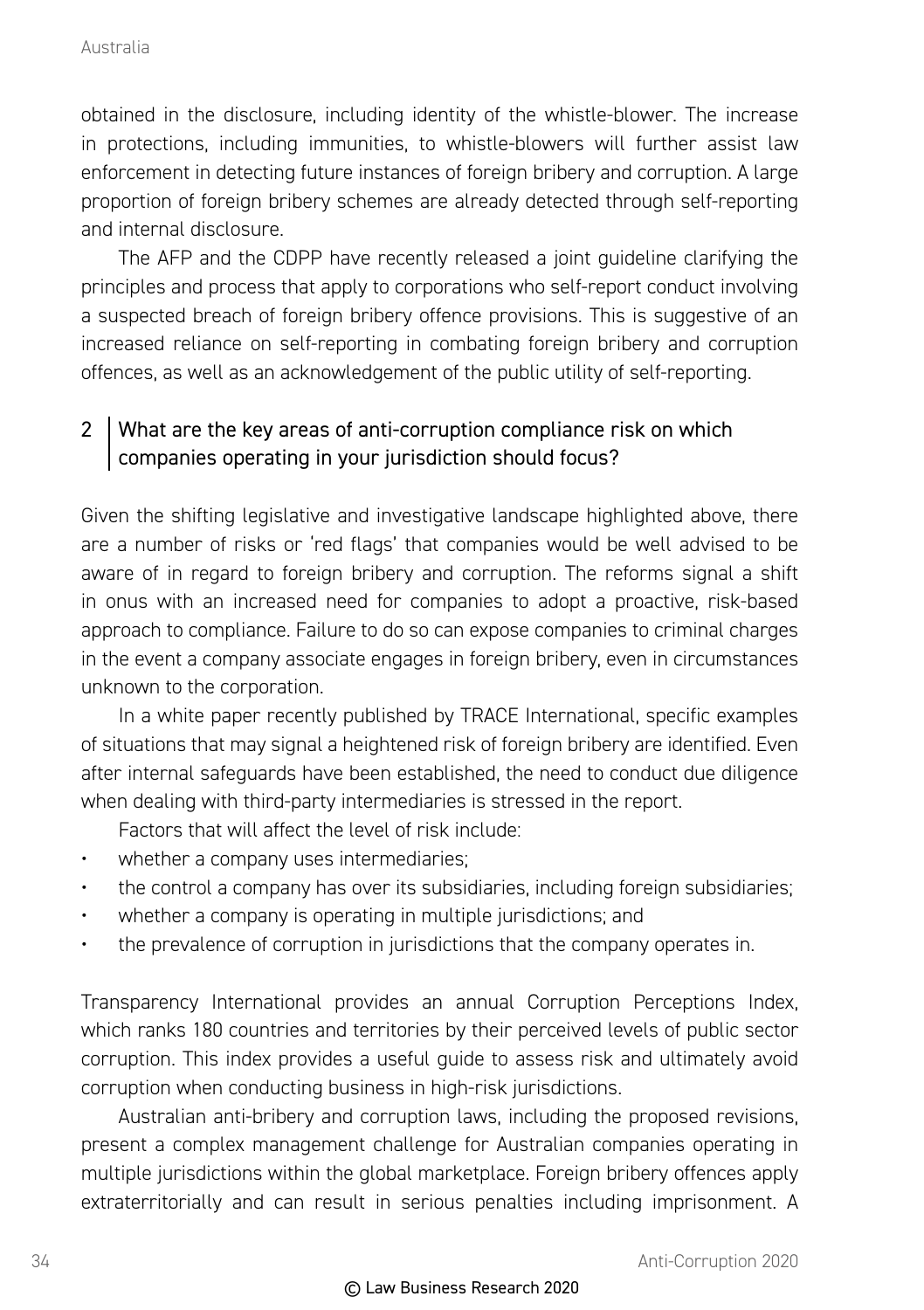obtained in the disclosure, including identity of the whistle-blower. The increase in protections, including immunities, to whistle-blowers will further assist law enforcement in detecting future instances of foreign bribery and corruption. A large proportion of foreign bribery schemes are already detected through self-reporting and internal disclosure.

The AFP and the CDPP have recently released a joint guideline clarifying the principles and process that apply to corporations who self-report conduct involving a suspected breach of foreign bribery offence provisions. This is suggestive of an increased reliance on self-reporting in combating foreign bribery and corruption offences, as well as an acknowledgement of the public utility of self-reporting.

## 2 What are the key areas of anti-corruption compliance risk on which companies operating in your jurisdiction should focus?

Given the shifting legislative and investigative landscape highlighted above, there are a number of risks or 'red flags' that companies would be well advised to be aware of in regard to foreign bribery and corruption. The reforms signal a shift in onus with an increased need for companies to adopt a proactive, risk-based approach to compliance. Failure to do so can expose companies to criminal charges in the event a company associate engages in foreign bribery, even in circumstances unknown to the corporation.

In a white paper recently published by TRACE International, specific examples of situations that may signal a heightened risk of foreign bribery are identified. Even after internal safeguards have been established, the need to conduct due diligence when dealing with third-party intermediaries is stressed in the report.

Factors that will affect the level of risk include:

- whether a company uses intermediaries;
- the control a company has over its subsidiaries, including foreign subsidiaries;
- whether a company is operating in multiple jurisdictions; and
- the prevalence of corruption in jurisdictions that the company operates in.

Transparency International provides an annual Corruption Perceptions Index, which ranks 180 countries and territories by their perceived levels of public sector corruption. This index provides a useful guide to assess risk and ultimately avoid corruption when conducting business in high-risk jurisdictions.

Australian anti-bribery and corruption laws, including the proposed revisions, present a complex management challenge for Australian companies operating in multiple jurisdictions within the global marketplace. Foreign bribery offences apply extraterritorially and can result in serious penalties including imprisonment. A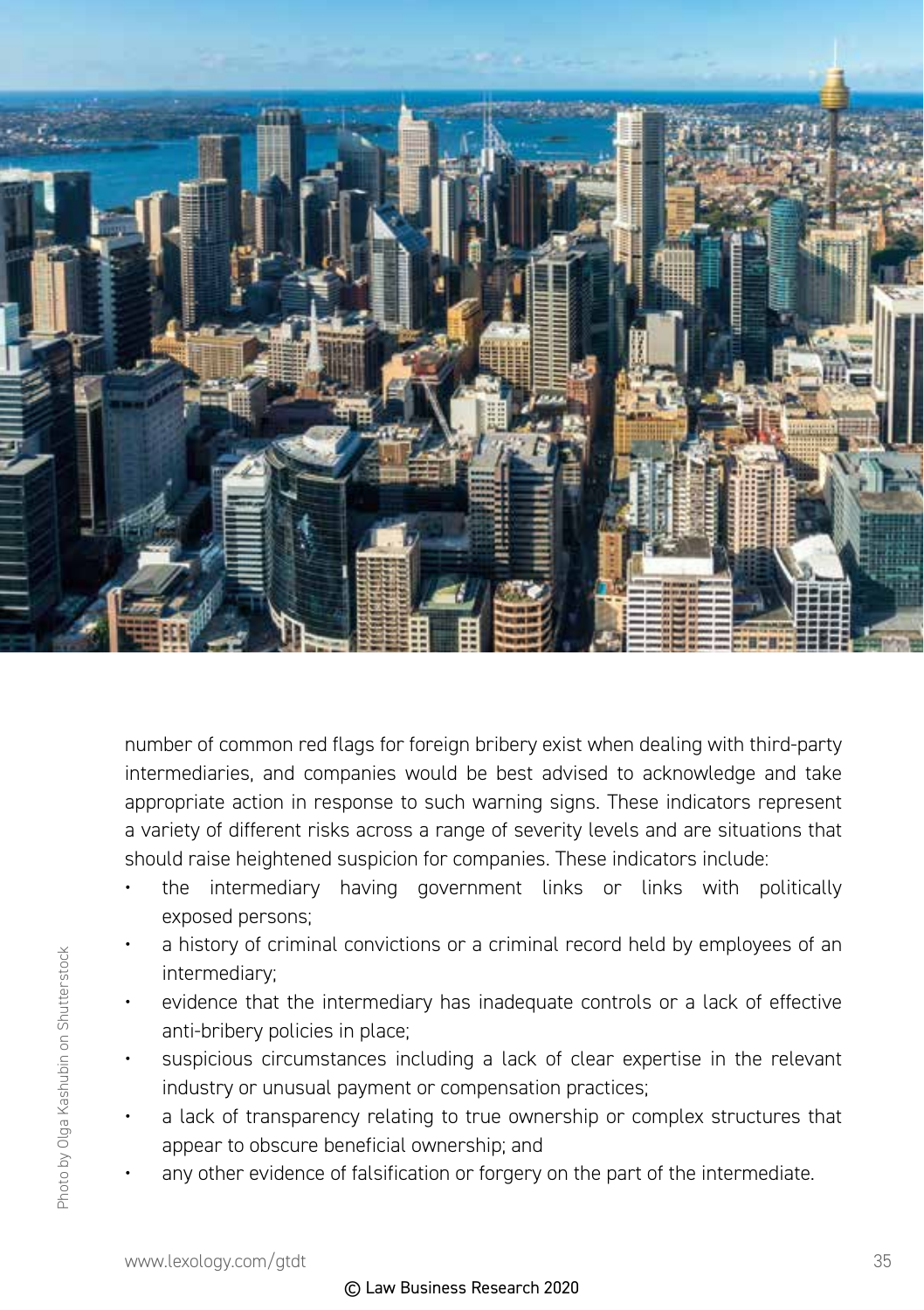number of common red flags for foreign bribery exist when dealing with third-party intermediaries, and companies would be best advised to acknowledge and take appropriate action in response to such warning signs. These indicators represent a variety of different risks across a range of severity levels and are situations that should raise heightened suspicion for companies. These indicators include:

- the intermediary having government links or links with politically exposed persons;
- a history of criminal convictions or a criminal record held by employees of an intermediary;
- evidence that the intermediary has inadequate controls or a lack of effective anti-bribery policies in place;
- suspicious circumstances including a lack of clear expertise in the relevant industry or unusual payment or compensation practices;
- a lack of transparency relating to true ownership or complex structures that appear to obscure beneficial ownership; and
- any other evidence of falsification or forgery on the part of the intermediate.

Photo by Olga Kashubin on Shutterstock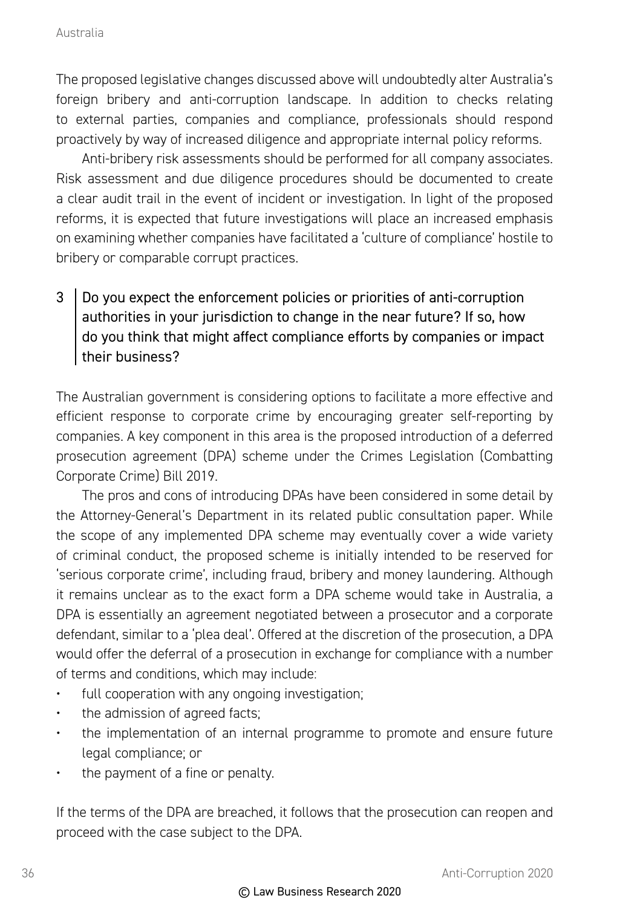The proposed legislative changes discussed above will undoubtedly alter Australia's foreign bribery and anti-corruption landscape. In addition to checks relating to external parties, companies and compliance, professionals should respond proactively by way of increased diligence and appropriate internal policy reforms.

Anti-bribery risk assessments should be performed for all company associates. Risk assessment and due diligence procedures should be documented to create a clear audit trail in the event of incident or investigation. In light of the proposed reforms, it is expected that future investigations will place an increased emphasis on examining whether companies have facilitated a 'culture of compliance' hostile to bribery or comparable corrupt practices.

### 3 Do you expect the enforcement policies or priorities of anti-corruption authorities in your jurisdiction to change in the near future? If so, how do you think that might affect compliance efforts by companies or impact their business?

The Australian government is considering options to facilitate a more effective and efficient response to corporate crime by encouraging greater self-reporting by companies. A key component in this area is the proposed introduction of a deferred prosecution agreement (DPA) scheme under the Crimes Legislation (Combatting Corporate Crime) Bill 2019.

The pros and cons of introducing DPAs have been considered in some detail by the Attorney-General's Department in its related public consultation paper. While the scope of any implemented DPA scheme may eventually cover a wide variety of criminal conduct, the proposed scheme is initially intended to be reserved for 'serious corporate crime', including fraud, bribery and money laundering. Although it remains unclear as to the exact form a DPA scheme would take in Australia, a DPA is essentially an agreement negotiated between a prosecutor and a corporate defendant, similar to a 'plea deal'. Offered at the discretion of the prosecution, a DPA would offer the deferral of a prosecution in exchange for compliance with a number of terms and conditions, which may include:

- full cooperation with any ongoing investigation;
- the admission of agreed facts;
- the implementation of an internal programme to promote and ensure future legal compliance; or
- the payment of a fine or penalty.

If the terms of the DPA are breached, it follows that the prosecution can reopen and proceed with the case subject to the DPA.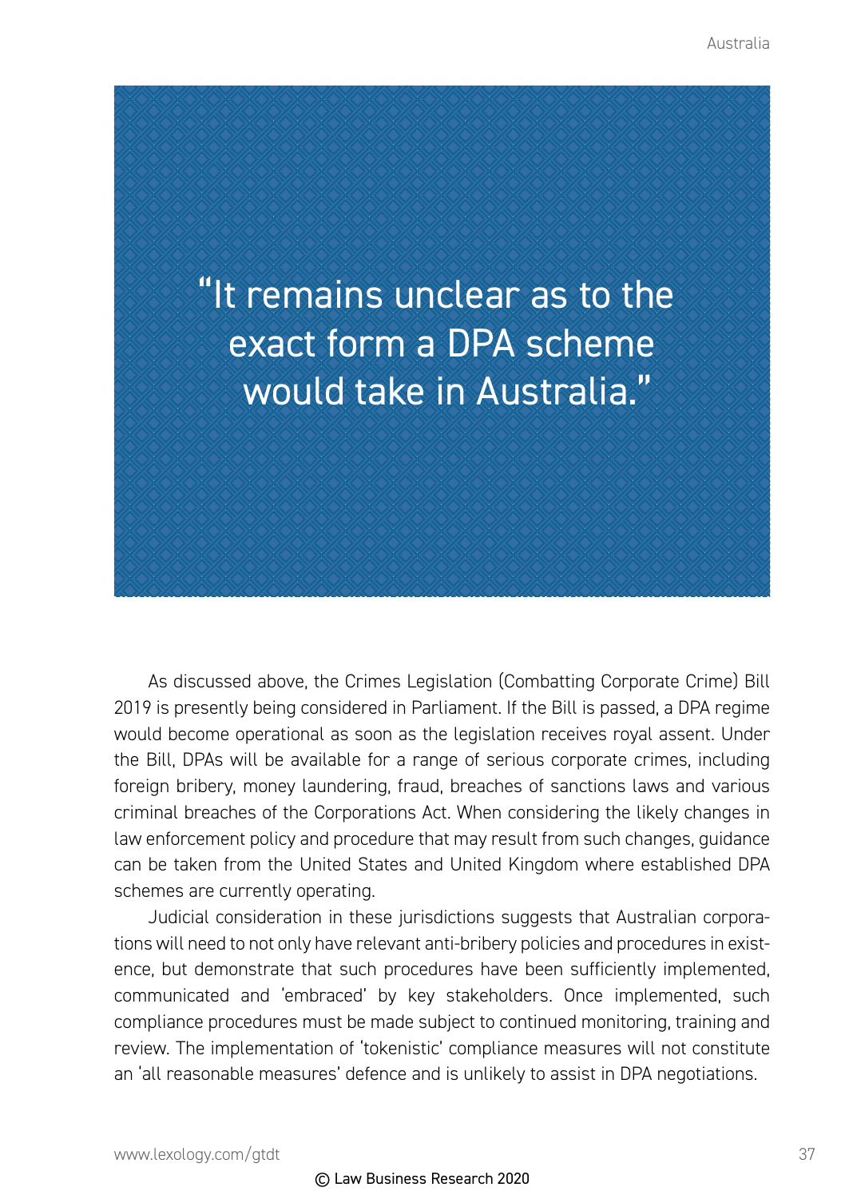> "It remains unclear as to the exact form a DPA scheme would take in Australia."

As discussed above, the Crimes Legislation (Combatting Corporate Crime) Bill 2019 is presently being considered in Parliament. If the Bill is passed, a DPA regime would become operational as soon as the legislation receives royal assent. Under the Bill, DPAs will be available for a range of serious corporate crimes, including foreign bribery, money laundering, fraud, breaches of sanctions laws and various criminal breaches of the Corporations Act. When considering the likely changes in law enforcement policy and procedure that may result from such changes, guidance can be taken from the United States and United Kingdom where established DPA schemes are currently operating.

Judicial consideration in these jurisdictions suggests that Australian corporations will need to not only have relevant anti-bribery policies and procedures in existence, but demonstrate that such procedures have been sufficiently implemented, communicated and 'embraced' by key stakeholders. Once implemented, such compliance procedures must be made subject to continued monitoring, training and review. The implementation of 'tokenistic' compliance measures will not constitute an 'all reasonable measures' defence and is unlikely to assist in DPA negotiations.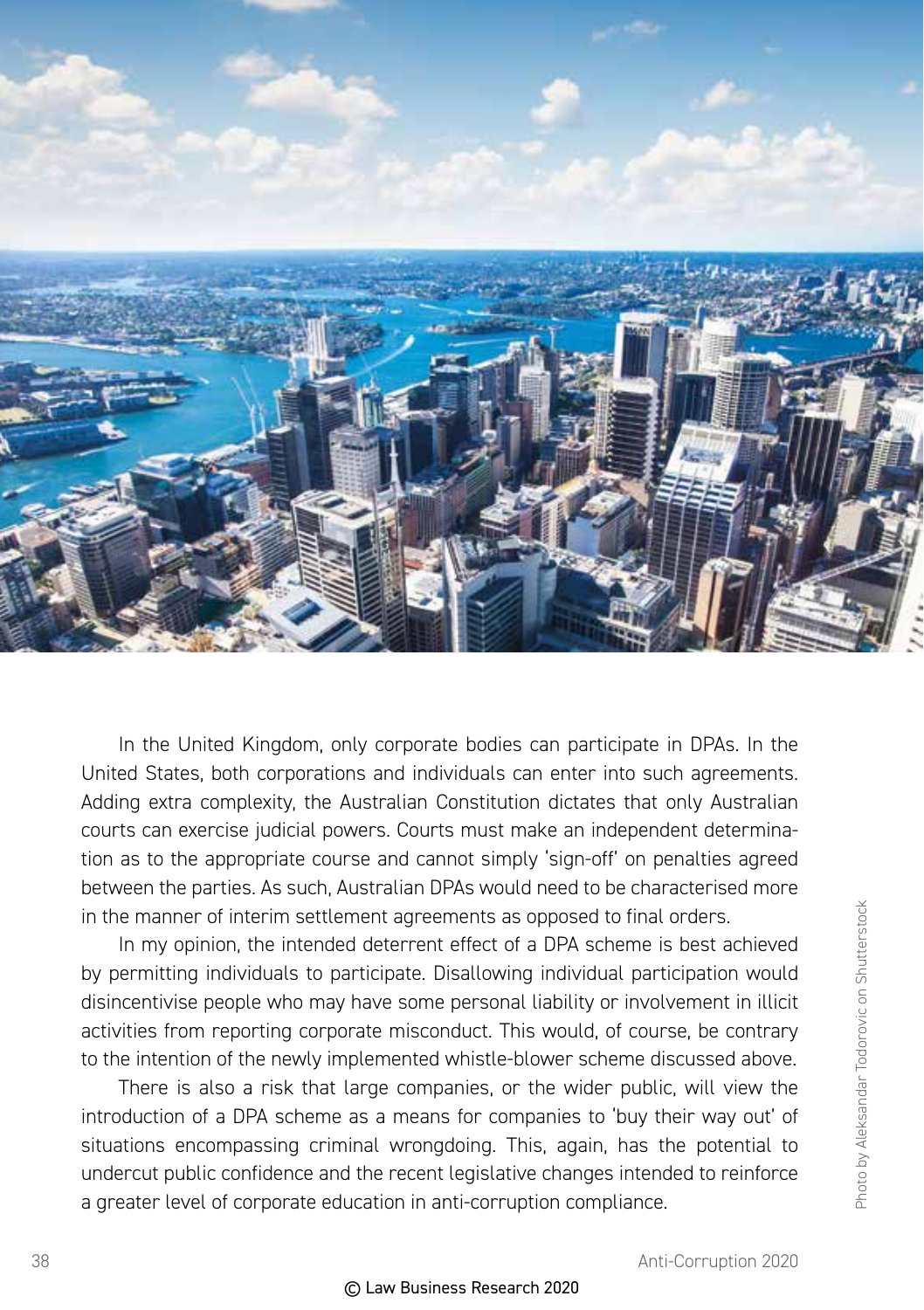In the United Kingdom, only corporate bodies can participate in DPAs. In the United States, both corporations and individuals can enter into such agreements. Adding extra complexity, the Australian Constitution dictates that only Australian courts can exercise judicial powers. Courts must make an independent determination as to the appropriate course and cannot simply 'sign-off' on penalties agreed between the parties. As such, Australian DPAs would need to be characterised more in the manner of interim settlement agreements as opposed to final orders.

In my opinion, the intended deterrent effect of a DPA scheme is best achieved by permitting individuals to participate. Disallowing individual participation would disincentivise people who may have some personal liability or involvement in illicit activities from reporting corporate misconduct. This would, of course, be contrary to the intention of the newly implemented whistle-blower scheme discussed above.

There is also a risk that large companies, or the wider public, will view the introduction of a DPA scheme as a means for companies to 'buy their way out' of situations encompassing criminal wrongdoing. This, again, has the potential to undercut public confidence and the recent legislative changes intended to reinforce a greater level of corporate education in anti-corruption compliance.

Photo by Aleksandar Todorovic on Shutterstock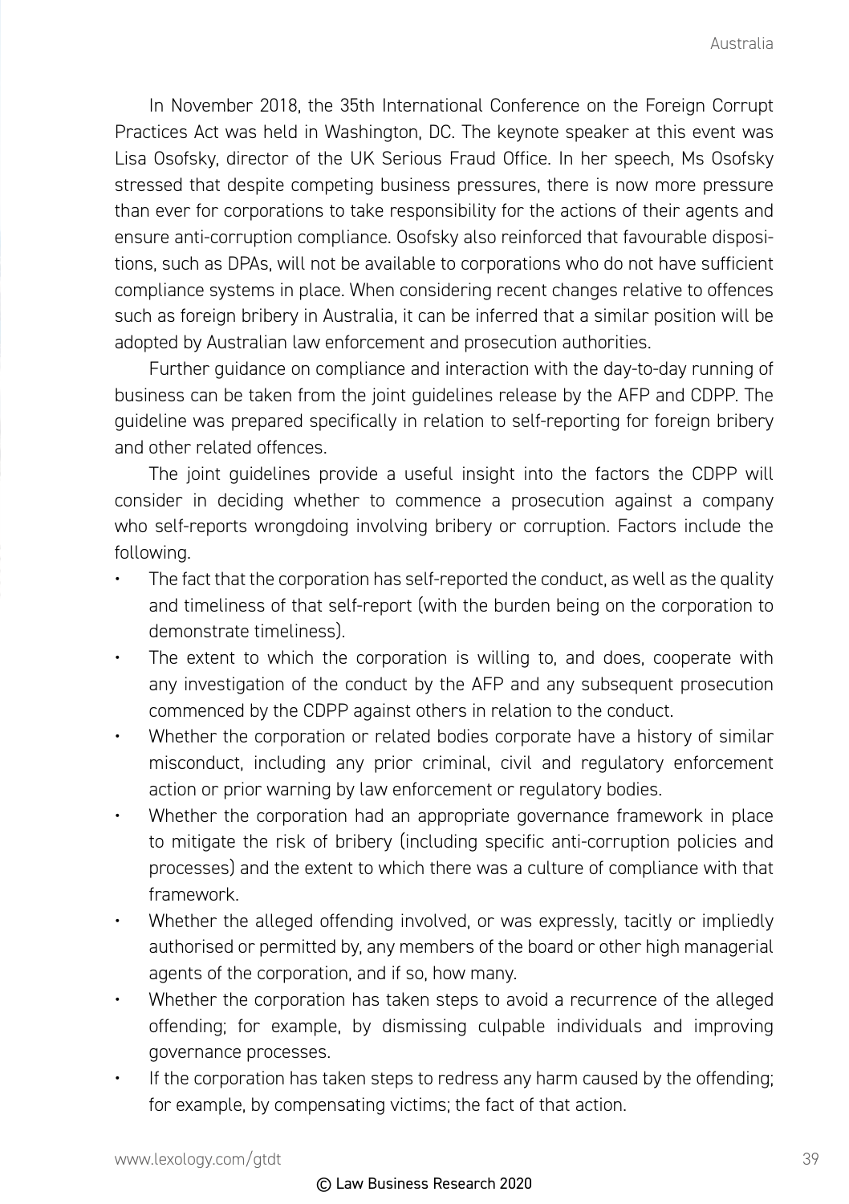In November 2018, the 35th International Conference on the Foreign Corrupt Practices Act was held in Washington, DC. The keynote speaker at this event was Lisa Osofsky, director of the UK Serious Fraud Office. In her speech, Ms Osofsky stressed that despite competing business pressures, there is now more pressure than ever for corporations to take responsibility for the actions of their agents and ensure anti-corruption compliance. Osofsky also reinforced that favourable dispositions, such as DPAs, will not be available to corporations who do not have sufficient compliance systems in place. When considering recent changes relative to offences such as foreign bribery in Australia, it can be inferred that a similar position will be adopted by Australian law enforcement and prosecution authorities.

Further guidance on compliance and interaction with the day-to-day running of business can be taken from the joint guidelines release by the AFP and CDPP. The guideline was prepared specifically in relation to self-reporting for foreign bribery and other related offences.

The joint guidelines provide a useful insight into the factors the CDPP will consider in deciding whether to commence a prosecution against a company who self-reports wrongdoing involving bribery or corruption. Factors include the following.

- The fact that the corporation has self-reported the conduct, as well as the quality and timeliness of that self-report (with the burden being on the corporation to demonstrate timeliness).
- The extent to which the corporation is willing to, and does, cooperate with any investigation of the conduct by the AFP and any subsequent prosecution commenced by the CDPP against others in relation to the conduct.
- Whether the corporation or related bodies corporate have a history of similar misconduct, including any prior criminal, civil and regulatory enforcement action or prior warning by law enforcement or regulatory bodies.
- Whether the corporation had an appropriate governance framework in place to mitigate the risk of bribery (including specific anti-corruption policies and processes) and the extent to which there was a culture of compliance with that framework.
- Whether the alleged offending involved, or was expressly, tacitly or impliedly authorised or permitted by, any members of the board or other high managerial agents of the corporation, and if so, how many.
- Whether the corporation has taken steps to avoid a recurrence of the alleged offending; for example, by dismissing culpable individuals and improving governance processes.
- If the corporation has taken steps to redress any harm caused by the offending; for example, by compensating victims; the fact of that action.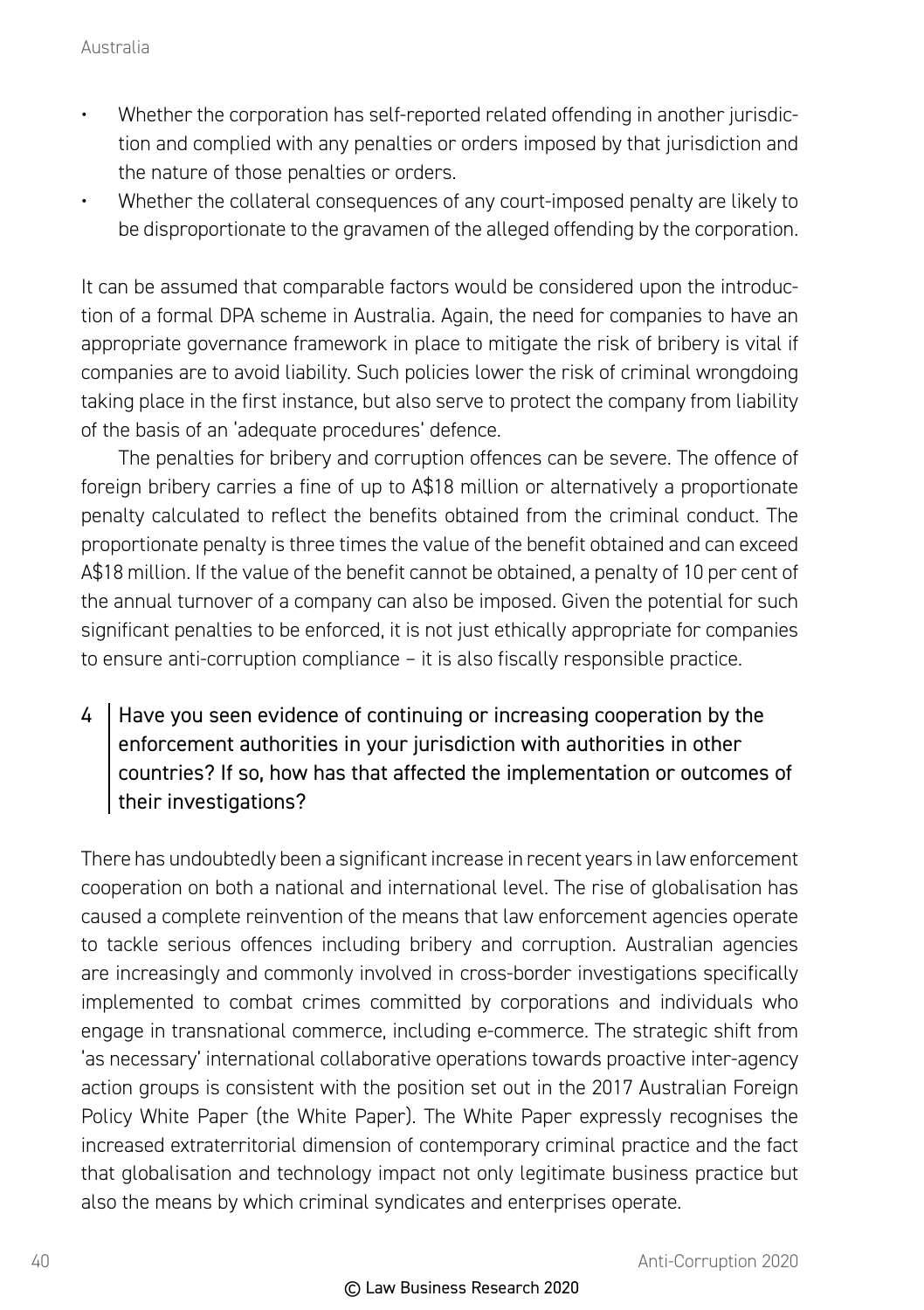- Whether the corporation has self-reported related offending in another jurisdiction and complied with any penalties or orders imposed by that jurisdiction and the nature of those penalties or orders.
- Whether the collateral consequences of any court-imposed penalty are likely to be disproportionate to the gravamen of the alleged offending by the corporation.

It can be assumed that comparable factors would be considered upon the introduction of a formal DPA scheme in Australia. Again, the need for companies to have an appropriate governance framework in place to mitigate the risk of bribery is vital if companies are to avoid liability. Such policies lower the risk of criminal wrongdoing taking place in the first instance, but also serve to protect the company from liability of the basis of an 'adequate procedures' defence.

The penalties for bribery and corruption offences can be severe. The offence of foreign bribery carries a fine of up to A$18 million or alternatively a proportionate penalty calculated to reflect the benefits obtained from the criminal conduct. The proportionate penalty is three times the value of the benefit obtained and can exceed A$18 million. If the value of the benefit cannot be obtained, a penalty of 10 per cent of the annual turnover of a company can also be imposed. Given the potential for such significant penalties to be enforced, it is not just ethically appropriate for companies to ensure anti-corruption compliance – it is also fiscally responsible practice.

## 4 Have you seen evidence of continuing or increasing cooperation by the enforcement authorities in your jurisdiction with authorities in other countries? If so, how has that affected the implementation or outcomes of their investigations?

There has undoubtedly been a significant increase in recent years in law enforcement cooperation on both a national and international level. The rise of globalisation has caused a complete reinvention of the means that law enforcement agencies operate to tackle serious offences including bribery and corruption. Australian agencies are increasingly and commonly involved in cross-border investigations specifically implemented to combat crimes committed by corporations and individuals who engage in transnational commerce, including e-commerce. The strategic shift from 'as necessary' international collaborative operations towards proactive inter-agency action groups is consistent with the position set out in the 2017 Australian Foreign Policy White Paper (the White Paper). The White Paper expressly recognises the increased extraterritorial dimension of contemporary criminal practice and the fact that globalisation and technology impact not only legitimate business practice but also the means by which criminal syndicates and enterprises operate.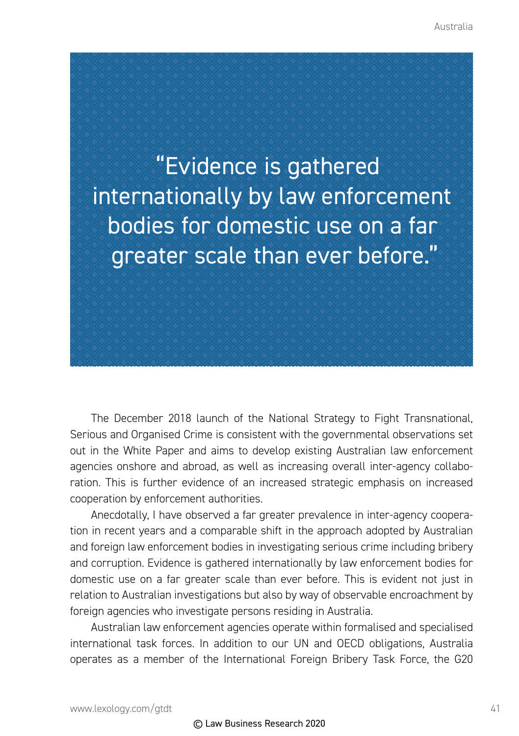> "Evidence is gathered internationally by law enforcement bodies for domestic use on a far greater scale than ever before."

The December 2018 launch of the National Strategy to Fight Transnational, Serious and Organised Crime is consistent with the governmental observations set out in the White Paper and aims to develop existing Australian law enforcement agencies onshore and abroad, as well as increasing overall inter-agency collaboration. This is further evidence of an increased strategic emphasis on increased cooperation by enforcement authorities.

Anecdotally, I have observed a far greater prevalence in inter-agency cooperation in recent years and a comparable shift in the approach adopted by Australian and foreign law enforcement bodies in investigating serious crime including bribery and corruption. Evidence is gathered internationally by law enforcement bodies for domestic use on a far greater scale than ever before. This is evident not just in relation to Australian investigations but also by way of observable encroachment by foreign agencies who investigate persons residing in Australia.

Australian law enforcement agencies operate within formalised and specialised international task forces. In addition to our UN and OECD obligations, Australia operates as a member of the International Foreign Bribery Task Force, the G20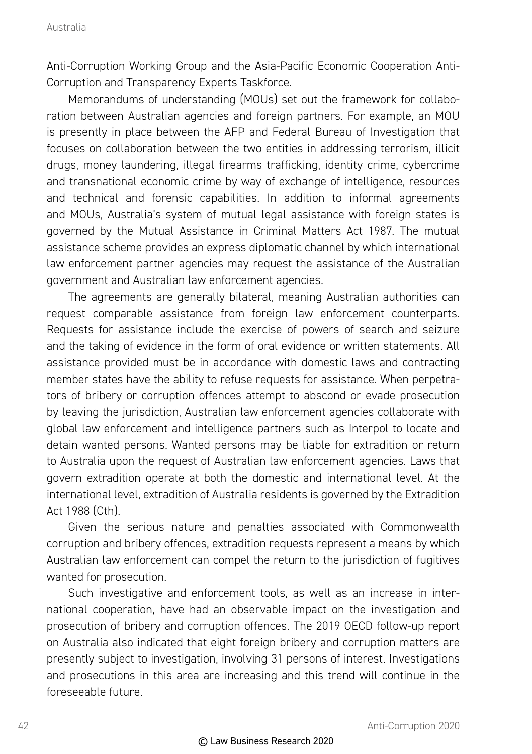Anti-Corruption Working Group and the Asia-Pacific Economic Cooperation Anti-Corruption and Transparency Experts Taskforce.

Memorandums of understanding (MOUs) set out the framework for collaboration between Australian agencies and foreign partners. For example, an MOU is presently in place between the AFP and Federal Bureau of Investigation that focuses on collaboration between the two entities in addressing terrorism, illicit drugs, money laundering, illegal firearms trafficking, identity crime, cybercrime and transnational economic crime by way of exchange of intelligence, resources and technical and forensic capabilities. In addition to informal agreements and MOUs, Australia's system of mutual legal assistance with foreign states is governed by the Mutual Assistance in Criminal Matters Act 1987. The mutual assistance scheme provides an express diplomatic channel by which international law enforcement partner agencies may request the assistance of the Australian government and Australian law enforcement agencies.

The agreements are generally bilateral, meaning Australian authorities can request comparable assistance from foreign law enforcement counterparts. Requests for assistance include the exercise of powers of search and seizure and the taking of evidence in the form of oral evidence or written statements. All assistance provided must be in accordance with domestic laws and contracting member states have the ability to refuse requests for assistance. When perpetrators of bribery or corruption offences attempt to abscond or evade prosecution by leaving the jurisdiction, Australian law enforcement agencies collaborate with global law enforcement and intelligence partners such as Interpol to locate and detain wanted persons. Wanted persons may be liable for extradition or return to Australia upon the request of Australian law enforcement agencies. Laws that govern extradition operate at both the domestic and international level. At the international level, extradition of Australia residents is governed by the Extradition Act 1988 (Cth).

Given the serious nature and penalties associated with Commonwealth corruption and bribery offences, extradition requests represent a means by which Australian law enforcement can compel the return to the jurisdiction of fugitives wanted for prosecution.

Such investigative and enforcement tools, as well as an increase in international cooperation, have had an observable impact on the investigation and prosecution of bribery and corruption offences. The 2019 OECD follow-up report on Australia also indicated that eight foreign bribery and corruption matters are presently subject to investigation, involving 31 persons of interest. Investigations and prosecutions in this area are increasing and this trend will continue in the foreseeable future.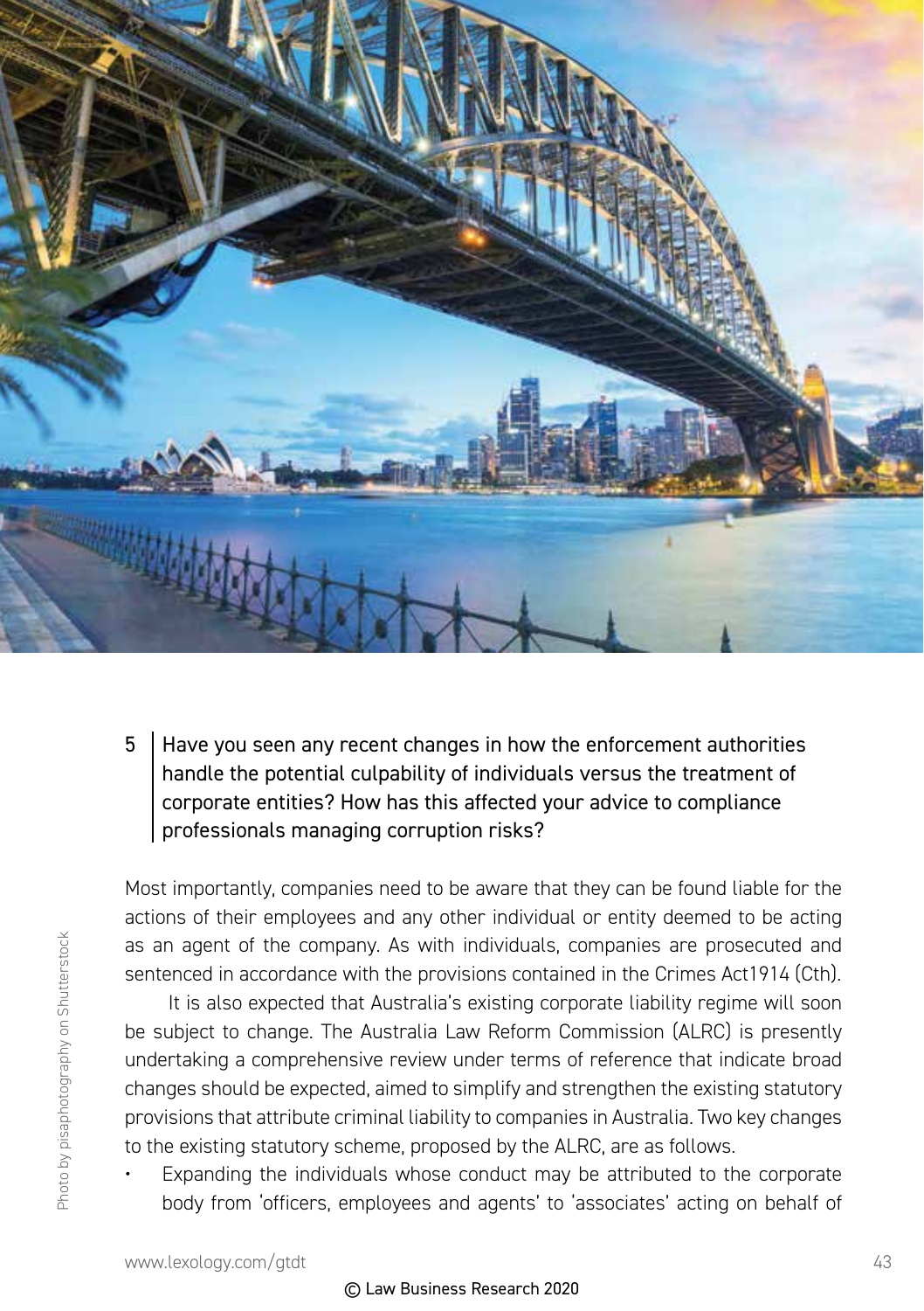5 Have you seen any recent changes in how the enforcement authorities handle the potential culpability of individuals versus the treatment of corporate entities? How has this affected your advice to compliance professionals managing corruption risks?

Most importantly, companies need to be aware that they can be found liable for the actions of their employees and any other individual or entity deemed to be acting as an agent of the company. As with individuals, companies are prosecuted and sentenced in accordance with the provisions contained in the Crimes Act1914 (Cth).

It is also expected that Australia's existing corporate liability regime will soon be subject to change. The Australia Law Reform Commission (ALRC) is presently undertaking a comprehensive review under terms of reference that indicate broad changes should be expected, aimed to simplify and strengthen the existing statutory provisions that attribute criminal liability to companies in Australia. Two key changes to the existing statutory scheme, proposed by the ALRC, are as follows.

- Expanding the individuals whose conduct may be attributed to the corporate body from 'officers, employees and agents' to 'associates' acting on behalf of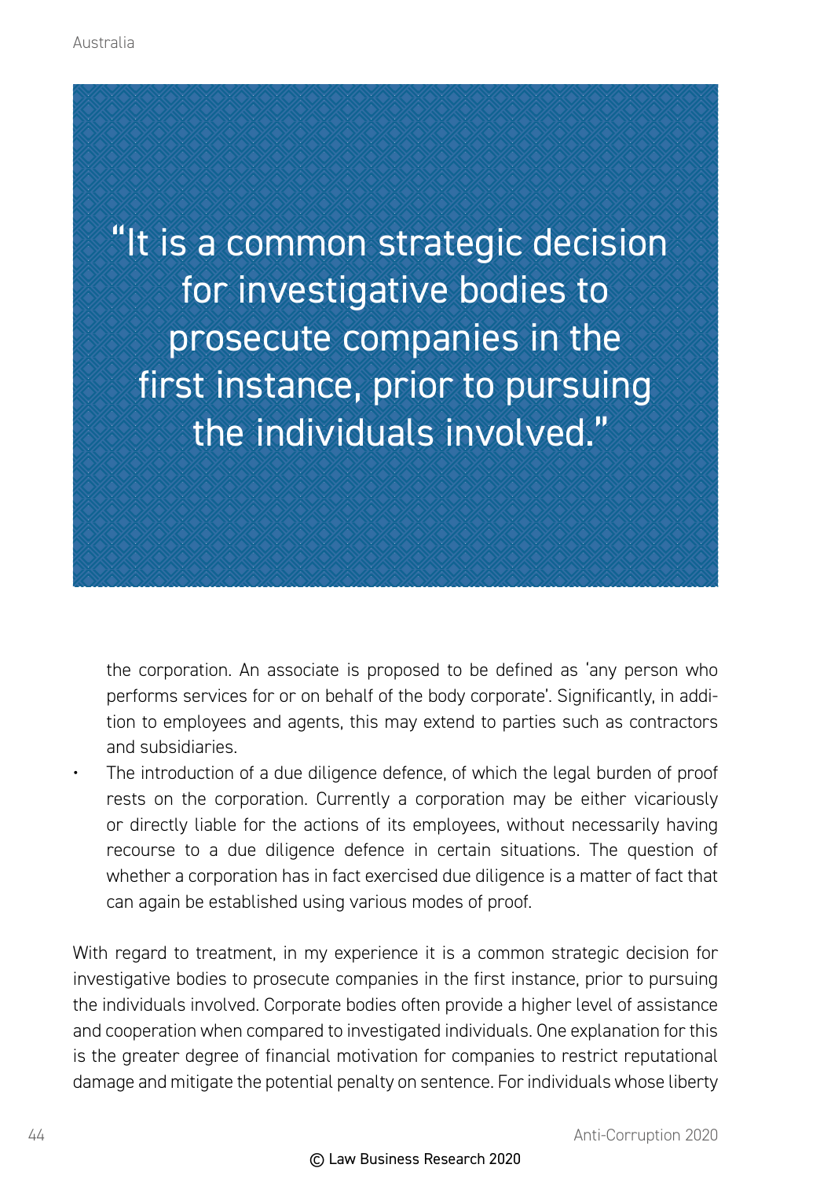> "It is a common strategic decision for investigative bodies to prosecute companies in the first instance, prior to pursuing the individuals involved."

the corporation. An associate is proposed to be defined as 'any person who performs services for or on behalf of the body corporate'. Significantly, in addition to employees and agents, this may extend to parties such as contractors and subsidiaries.

- The introduction of a due diligence defence, of which the legal burden of proof rests on the corporation. Currently a corporation may be either vicariously or directly liable for the actions of its employees, without necessarily having recourse to a due diligence defence in certain situations. The question of whether a corporation has in fact exercised due diligence is a matter of fact that can again be established using various modes of proof.

With regard to treatment, in my experience it is a common strategic decision for investigative bodies to prosecute companies in the first instance, prior to pursuing the individuals involved. Corporate bodies often provide a higher level of assistance and cooperation when compared to investigated individuals. One explanation for this is the greater degree of financial motivation for companies to restrict reputational damage and mitigate the potential penalty on sentence. For individuals whose liberty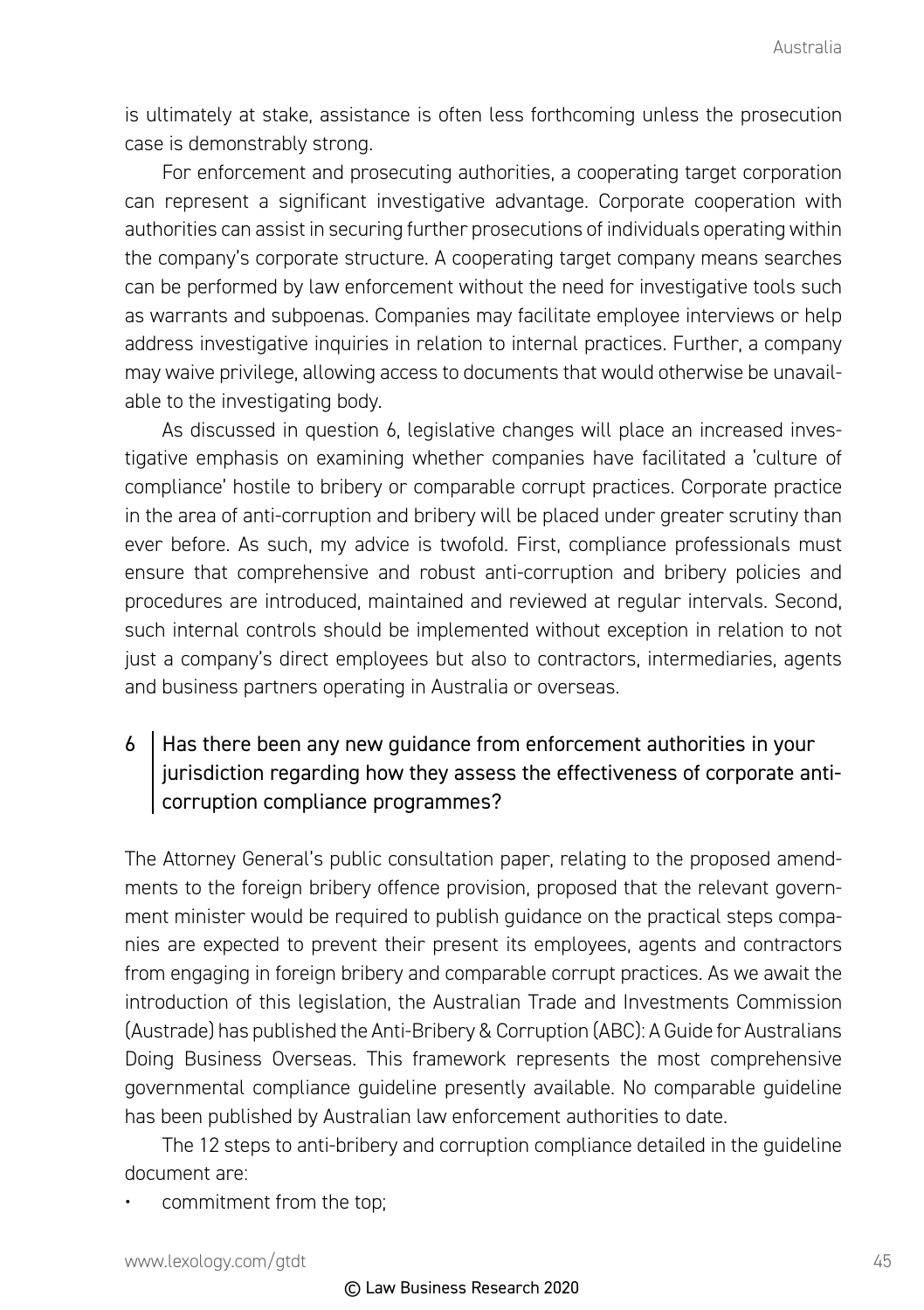is ultimately at stake, assistance is often less forthcoming unless the prosecution case is demonstrably strong.

For enforcement and prosecuting authorities, a cooperating target corporation can represent a significant investigative advantage. Corporate cooperation with authorities can assist in securing further prosecutions of individuals operating within the company's corporate structure. A cooperating target company means searches can be performed by law enforcement without the need for investigative tools such as warrants and subpoenas. Companies may facilitate employee interviews or help address investigative inquiries in relation to internal practices. Further, a company may waive privilege, allowing access to documents that would otherwise be unavailable to the investigating body.

As discussed in question 6, legislative changes will place an increased investigative emphasis on examining whether companies have facilitated a 'culture of compliance' hostile to bribery or comparable corrupt practices. Corporate practice in the area of anti-corruption and bribery will be placed under greater scrutiny than ever before. As such, my advice is twofold. First, compliance professionals must ensure that comprehensive and robust anti-corruption and bribery policies and procedures are introduced, maintained and reviewed at regular intervals. Second, such internal controls should be implemented without exception in relation to not just a company's direct employees but also to contractors, intermediaries, agents and business partners operating in Australia or overseas.

## 6 Has there been any new guidance from enforcement authorities in your jurisdiction regarding how they assess the effectiveness of corporate anti-corruption compliance programmes?

The Attorney General's public consultation paper, relating to the proposed amendments to the foreign bribery offence provision, proposed that the relevant government minister would be required to publish guidance on the practical steps companies are expected to prevent their present its employees, agents and contractors from engaging in foreign bribery and comparable corrupt practices. As we await the introduction of this legislation, the Australian Trade and Investments Commission (Austrade) has published the Anti-Bribery & Corruption (ABC): A Guide for Australians Doing Business Overseas. This framework represents the most comprehensive governmental compliance guideline presently available. No comparable guideline has been published by Australian law enforcement authorities to date.

The 12 steps to anti-bribery and corruption compliance detailed in the guideline document are:

- commitment from the top;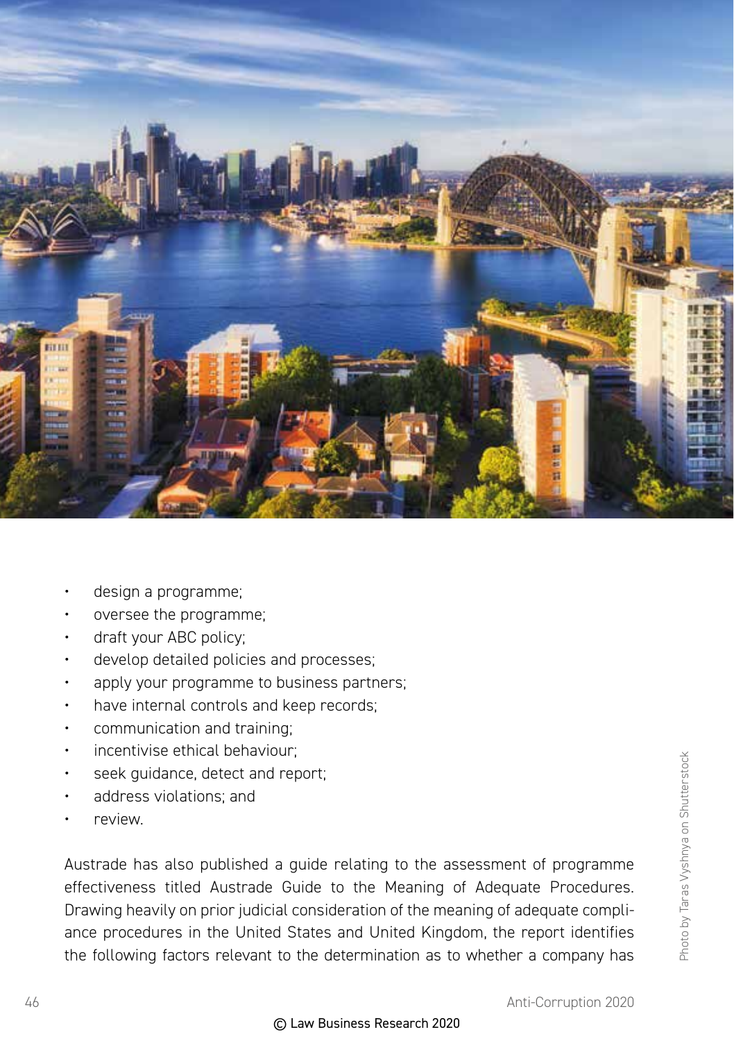- design a programme;
- oversee the programme;
- draft your ABC policy;
- develop detailed policies and processes;
- apply your programme to business partners;
- have internal controls and keep records;
- communication and training;
- incentivise ethical behaviour;
- seek guidance, detect and report;
- address violations; and
- review.

Austrade has also published a guide relating to the assessment of programme effectiveness titled Austrade Guide to the Meaning of Adequate Procedures. Drawing heavily on prior judicial consideration of the meaning of adequate compliance procedures in the United States and United Kingdom, the report identifies the following factors relevant to the determination as to whether a company has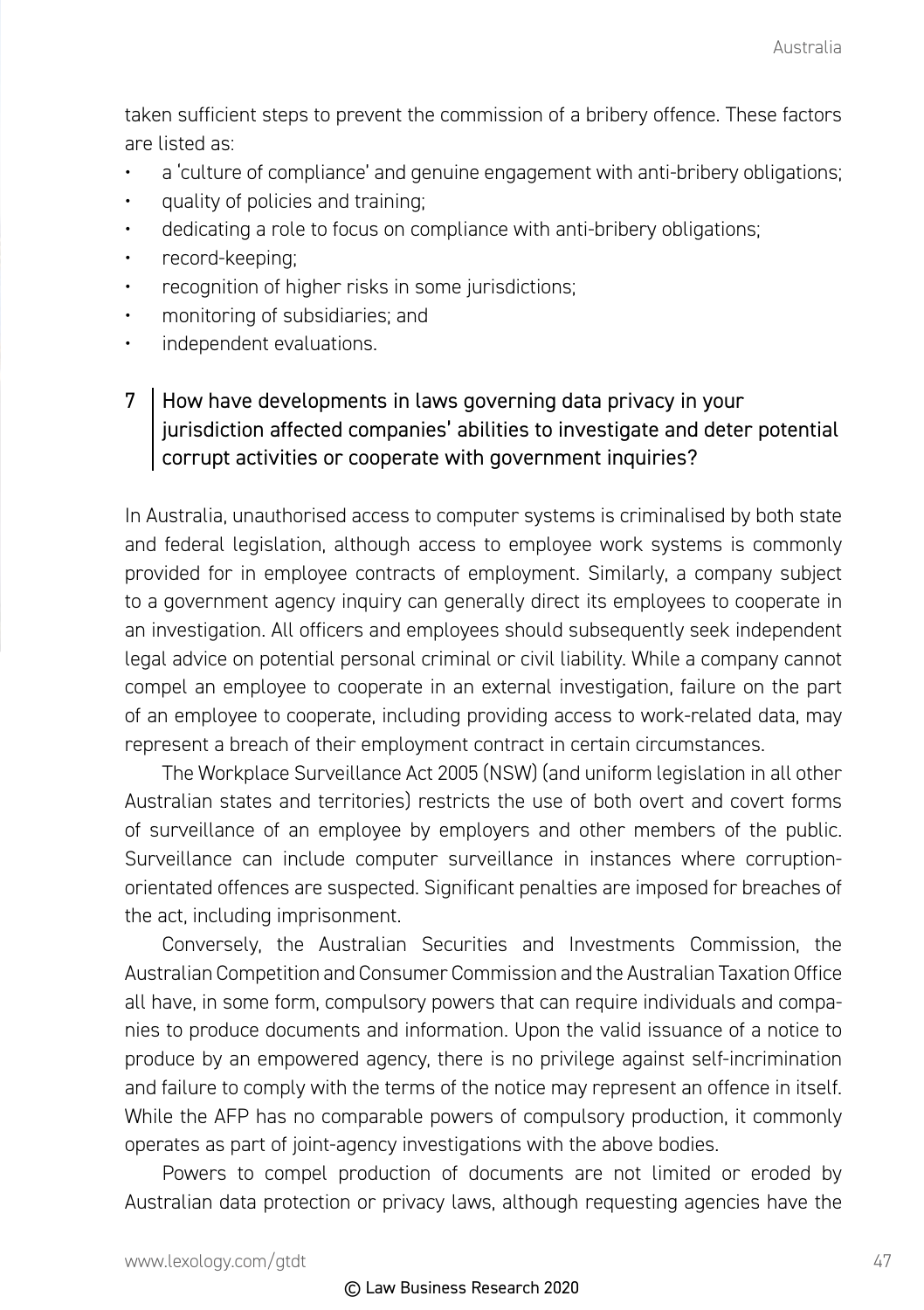taken sufficient steps to prevent the commission of a bribery offence. These factors are listed as:

- a 'culture of compliance' and genuine engagement with anti-bribery obligations;
- quality of policies and training;
- dedicating a role to focus on compliance with anti-bribery obligations;
- record-keeping;
- recognition of higher risks in some jurisdictions;
- monitoring of subsidiaries; and
- independent evaluations.

## 7 How have developments in laws governing data privacy in your jurisdiction affected companies' abilities to investigate and deter potential corrupt activities or cooperate with government inquiries?

In Australia, unauthorised access to computer systems is criminalised by both state and federal legislation, although access to employee work systems is commonly provided for in employee contracts of employment. Similarly, a company subject to a government agency inquiry can generally direct its employees to cooperate in an investigation. All officers and employees should subsequently seek independent legal advice on potential personal criminal or civil liability. While a company cannot compel an employee to cooperate in an external investigation, failure on the part of an employee to cooperate, including providing access to work-related data, may represent a breach of their employment contract in certain circumstances.

The Workplace Surveillance Act 2005 (NSW) (and uniform legislation in all other Australian states and territories) restricts the use of both overt and covert forms of surveillance of an employee by employers and other members of the public. Surveillance can include computer surveillance in instances where corruption-orientated offences are suspected. Significant penalties are imposed for breaches of the act, including imprisonment.

Conversely, the Australian Securities and Investments Commission, the Australian Competition and Consumer Commission and the Australian Taxation Office all have, in some form, compulsory powers that can require individuals and companies to produce documents and information. Upon the valid issuance of a notice to produce by an empowered agency, there is no privilege against self-incrimination and failure to comply with the terms of the notice may represent an offence in itself. While the AFP has no comparable powers of compulsory production, it commonly operates as part of joint-agency investigations with the above bodies.

Powers to compel production of documents are not limited or eroded by Australian data protection or privacy laws, although requesting agencies have the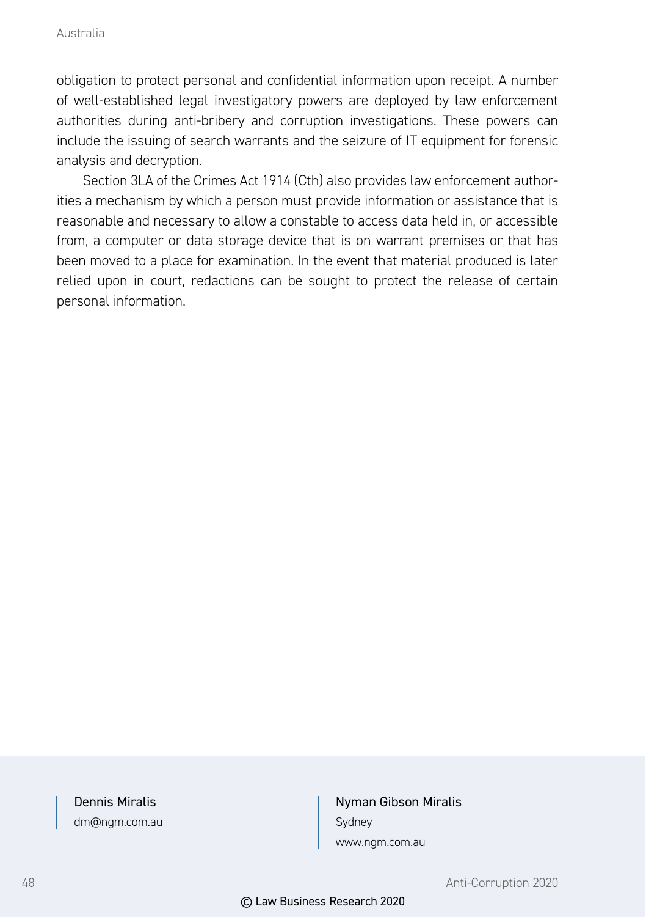obligation to protect personal and confidential information upon receipt. A number of well-established legal investigatory powers are deployed by law enforcement authorities during anti-bribery and corruption investigations. These powers can include the issuing of search warrants and the seizure of IT equipment for forensic analysis and decryption.

Section 3LA of the Crimes Act 1914 (Cth) also provides law enforcement authorities a mechanism by which a person must provide information or assistance that is reasonable and necessary to allow a constable to access data held in, or accessible from, a computer or data storage device that is on warrant premises or that has been moved to a place for examination. In the event that material produced is later relied upon in court, redactions can be sought to protect the release of certain personal information.

Dennis Miralis
dm@ngm.com.au

Nyman Gibson Miralis
Sydney
www.ngm.com.au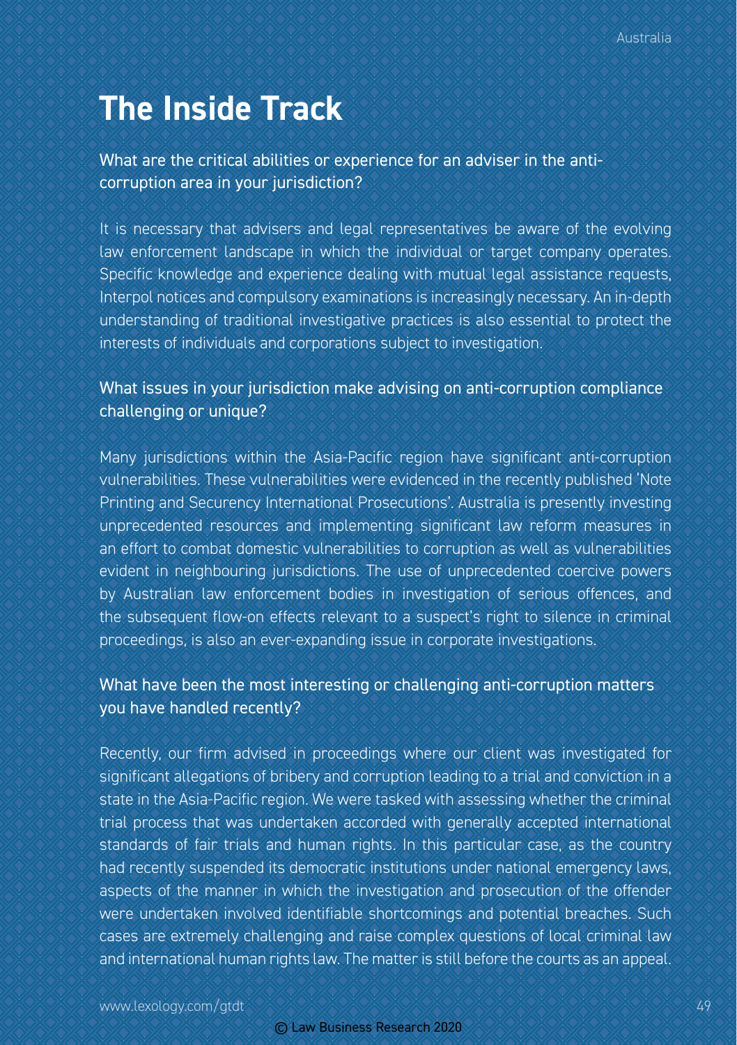# The Inside Track

## What are the critical abilities or experience for an adviser in the anti-corruption area in your jurisdiction?

It is necessary that advisers and legal representatives be aware of the evolving law enforcement landscape in which the individual or target company operates. Specific knowledge and experience dealing with mutual legal assistance requests, Interpol notices and compulsory examinations is increasingly necessary. An in-depth understanding of traditional investigative practices is also essential to protect the interests of individuals and corporations subject to investigation.

## What issues in your jurisdiction make advising on anti-corruption compliance challenging or unique?

Many jurisdictions within the Asia-Pacific region have significant anti-corruption vulnerabilities. These vulnerabilities were evidenced in the recently published 'Note Printing and Securency International Prosecutions'. Australia is presently investing unprecedented resources and implementing significant law reform measures in an effort to combat domestic vulnerabilities to corruption as well as vulnerabilities evident in neighbouring jurisdictions. The use of unprecedented coercive powers by Australian law enforcement bodies in investigation of serious offences, and the subsequent flow-on effects relevant to a suspect's right to silence in criminal proceedings, is also an ever-expanding issue in corporate investigations.

## What have been the most interesting or challenging anti-corruption matters you have handled recently?

Recently, our firm advised in proceedings where our client was investigated for significant allegations of bribery and corruption leading to a trial and conviction in a state in the Asia-Pacific region. We were tasked with assessing whether the criminal trial process that was undertaken accorded with generally accepted international standards of fair trials and human rights. In this particular case, as the country had recently suspended its democratic institutions under national emergency laws, aspects of the manner in which the investigation and prosecution of the offender were undertaken involved identifiable shortcomings and potential breaches. Such cases are extremely challenging and raise complex questions of local criminal law and international human rights law. The matter is still before the courts as an appeal.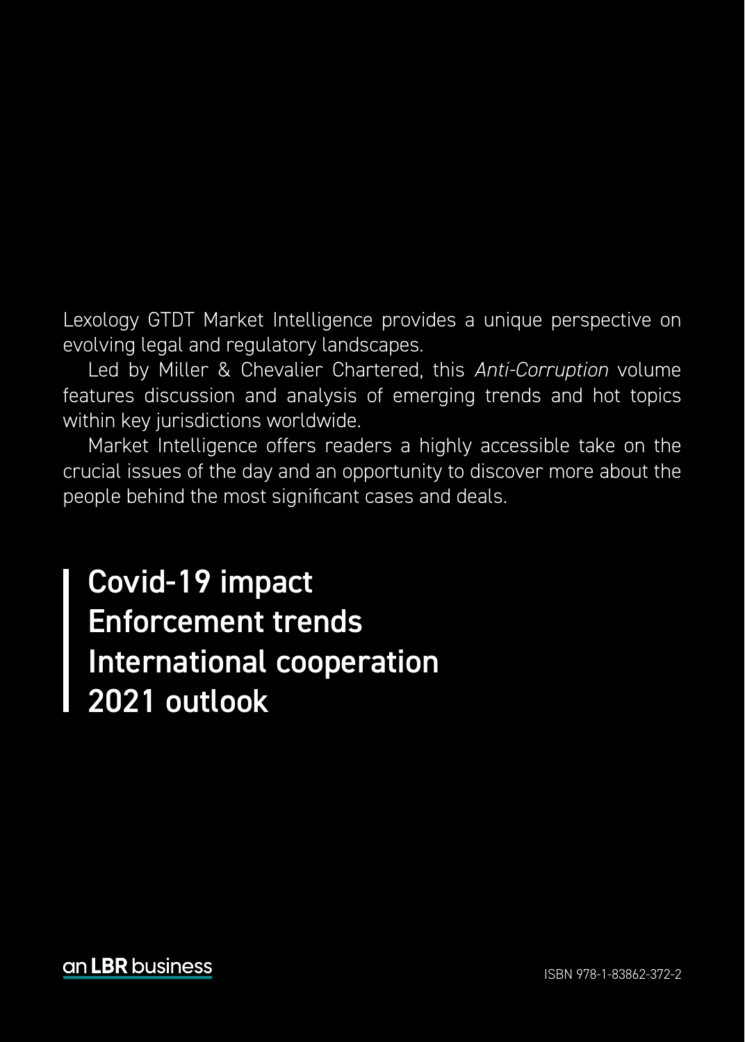Lexology GTDT Market Intelligence provides a unique perspective on evolving legal and regulatory landscapes.

Led by Miller & Chevalier Chartered, this *Anti-Corruption* volume features discussion and analysis of emerging trends and hot topics within key jurisdictions worldwide.

Market Intelligence offers readers a highly accessible take on the crucial issues of the day and an opportunity to discover more about the people behind the most significant cases and deals.

**Covid-19 impact**
**Enforcement trends**
**International cooperation**
**2021 outlook**

an LBR business

ISBN 978-1-83862-372-2